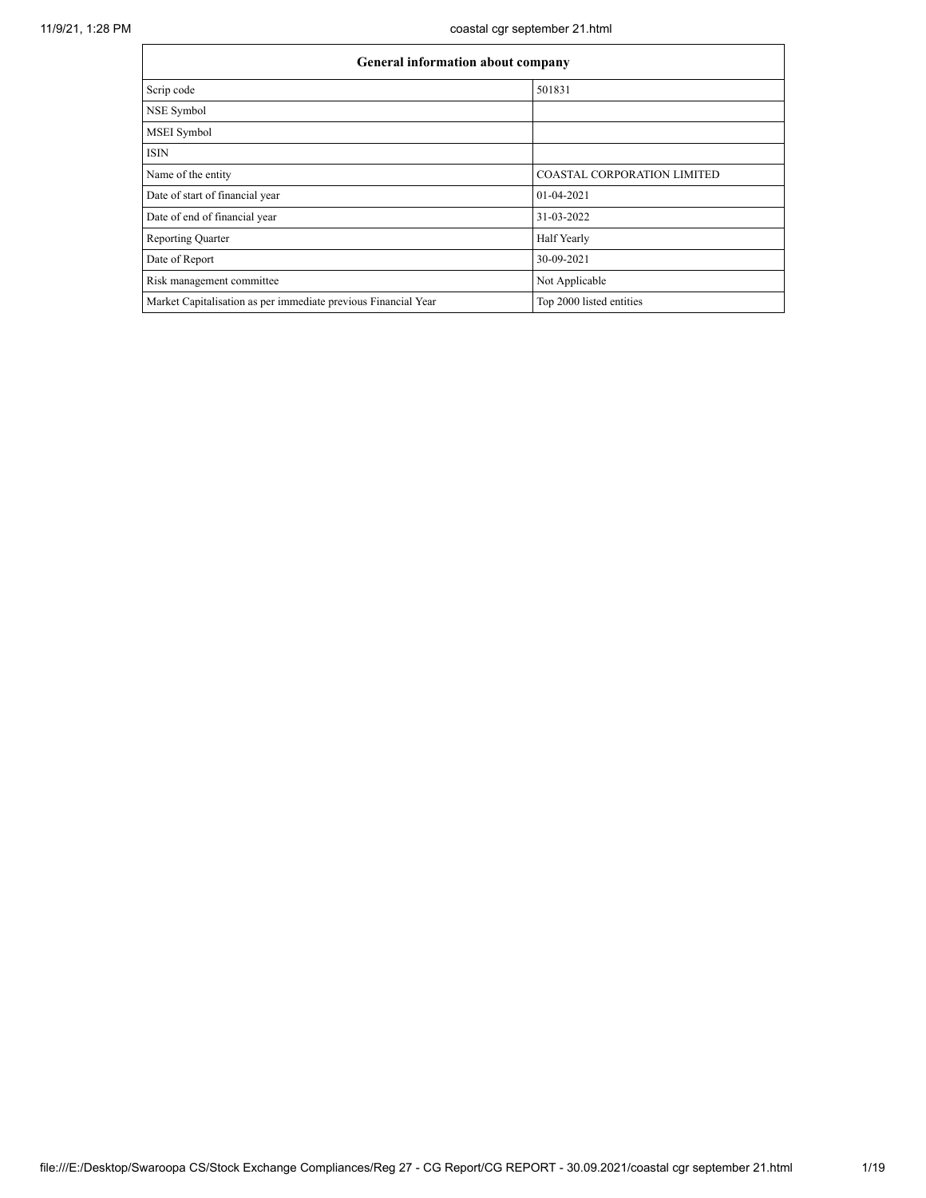| General information about company | |
|---|---|
| Scrip code | 501831 |
| NSE Symbol | |
| MSEI Symbol | |
| ISIN | |
| Name of the entity | COASTAL CORPORATION LIMITED |
| Date of start of financial year | 01-04-2021 |
| Date of end of financial year | 31-03-2022 |
| Reporting Quarter | Half Yearly |
| Date of Report | 30-09-2021 |
| Risk management committee | Not Applicable |
| Market Capitalisation as per immediate previous Financial Year | Top 2000 listed entities |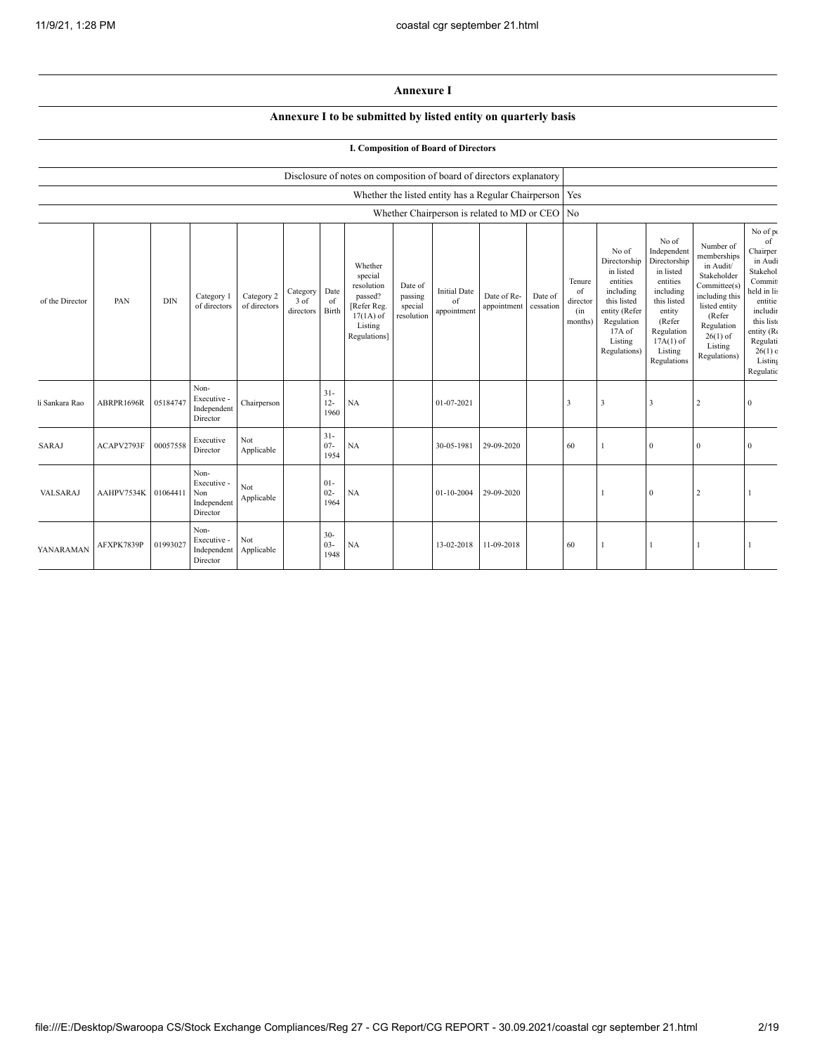## Annexure I

### Annexure I to be submitted by listed entity on quarterly basis

#### I. Composition of Board of Directors

| | |
|---|---|
| Disclosure of notes on composition of board of directors explanatory | |
| Whether the listed entity has a Regular Chairperson | Yes |
| Whether Chairperson is related to MD or CEO | No |

| of the Director | PAN | DIN | Category 1 of directors | Category 2 of directors | Category 3 of directors | Date of Birth | Whether special resolution passed? [Refer Reg. 17(1A) of Listing Regulations] | Date of passing special resolution | Initial Date of appointment | Date of Re-appointment | Date of cessation | Tenure of director (in months) | No of Directorship in listed entities including this listed entity (Refer Regulation 17A of Listing Regulations) | No of Independent Directorship in listed entities including this listed entity (Refer Regulation 17A(1) of Listing Regulations | Number of memberships in Audit/ Stakeholder Committee(s) including this listed entity (Refer Regulation 26(1) of Listing Regulations) | No of po of Chairper in Audi Stakehol Commit held in lis entitie includir this liste entity (Re Regulati 26(1) o Listing Regulatic |
|---|---|---|---|---|---|---|---|---|---|---|---|---|---|---|---|---|
| li Sankara Rao | ABRPR1696R | 05184747 | Non-Executive - Independent Director | Chairperson | | 31-12-1960 | NA | | 01-07-2021 | | | 3 | 3 | 3 | 2 | 0 |
| SARAJ | ACAPV2793F | 00057558 | Executive Director | Not Applicable | | 31-07-1954 | NA | | 30-05-1981 | 29-09-2020 | | 60 | 1 | 0 | 0 | 0 |
| VALSARAJ | AAHPV7534K | 01064411 | Non-Executive - Non Independent Director | Not Applicable | | 01-02-1964 | NA | | 01-10-2004 | 29-09-2020 | | | 1 | 0 | 2 | 1 |
| YANARAMAN | AFXPK7839P | 01993027 | Non-Executive - Independent Director | Not Applicable | | 30-03-1948 | NA | | 13-02-2018 | 11-09-2018 | | 60 | 1 | 1 | 1 | 1 |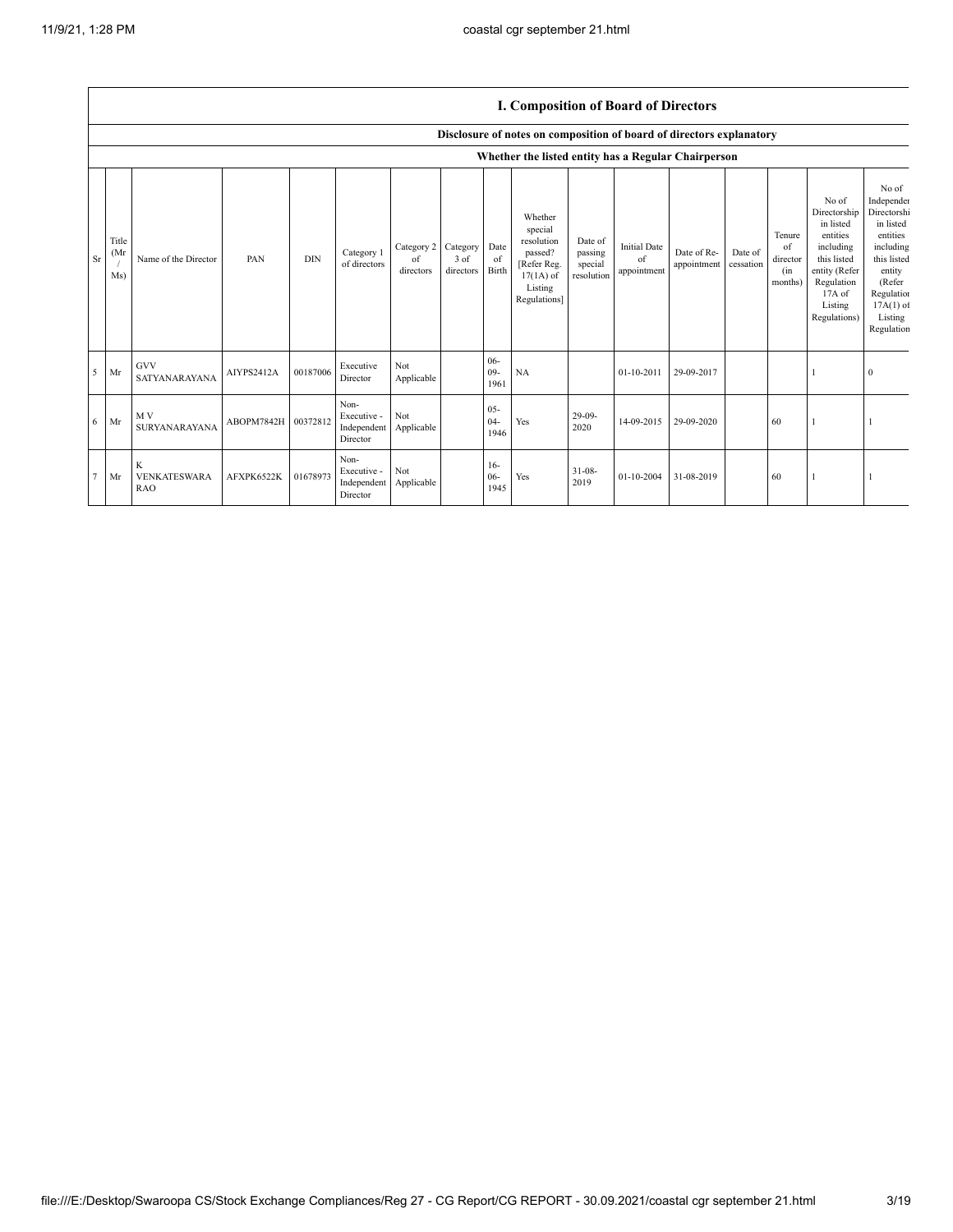## I. Composition of Board of Directors

**Disclosure of notes on composition of board of directors explanatory**

**Whether the listed entity has a Regular Chairperson**

| Sr | Title (Mr / Ms) | Name of the Director | PAN | DIN | Category 1 of directors | Category 2 of directors | Category 3 of directors | Date of Birth | Whether special resolution passed? [Refer Reg. 17(1A) of Listing Regulations] | Date of passing special resolution | Initial Date of appointment | Date of Re-appointment | Date of cessation | Tenure of director (in months) | No of Directorship in listed entities including this listed entity (Refer Regulation 17A of Listing Regulations) | No of Independent Directorship in listed entities including this listed entity (Refer Regulation 17A(1) of Listing Regulations |
|---|---|---|---|---|---|---|---|---|---|---|---|---|---|---|---|---|
| 5 | Mr | GVV SATYANARAYANA | AIYPS2412A | 00187006 | Executive Director | Not Applicable | | 06-09-1961 | NA | | 01-10-2011 | 29-09-2017 | | | 1 | 0 |
| 6 | Mr | M V SURYANARAYANA | ABOPM7842H | 00372812 | Non-Executive - Independent Director | Not Applicable | | 05-04-1946 | Yes | 29-09-2020 | 14-09-2015 | 29-09-2020 | | 60 | 1 | 1 |
| 7 | Mr | K VENKATESWARA RAO | AFXPK6522K | 01678973 | Non-Executive - Independent Director | Not Applicable | | 16-06-1945 | Yes | 31-08-2019 | 01-10-2004 | 31-08-2019 | | 60 | 1 | 1 |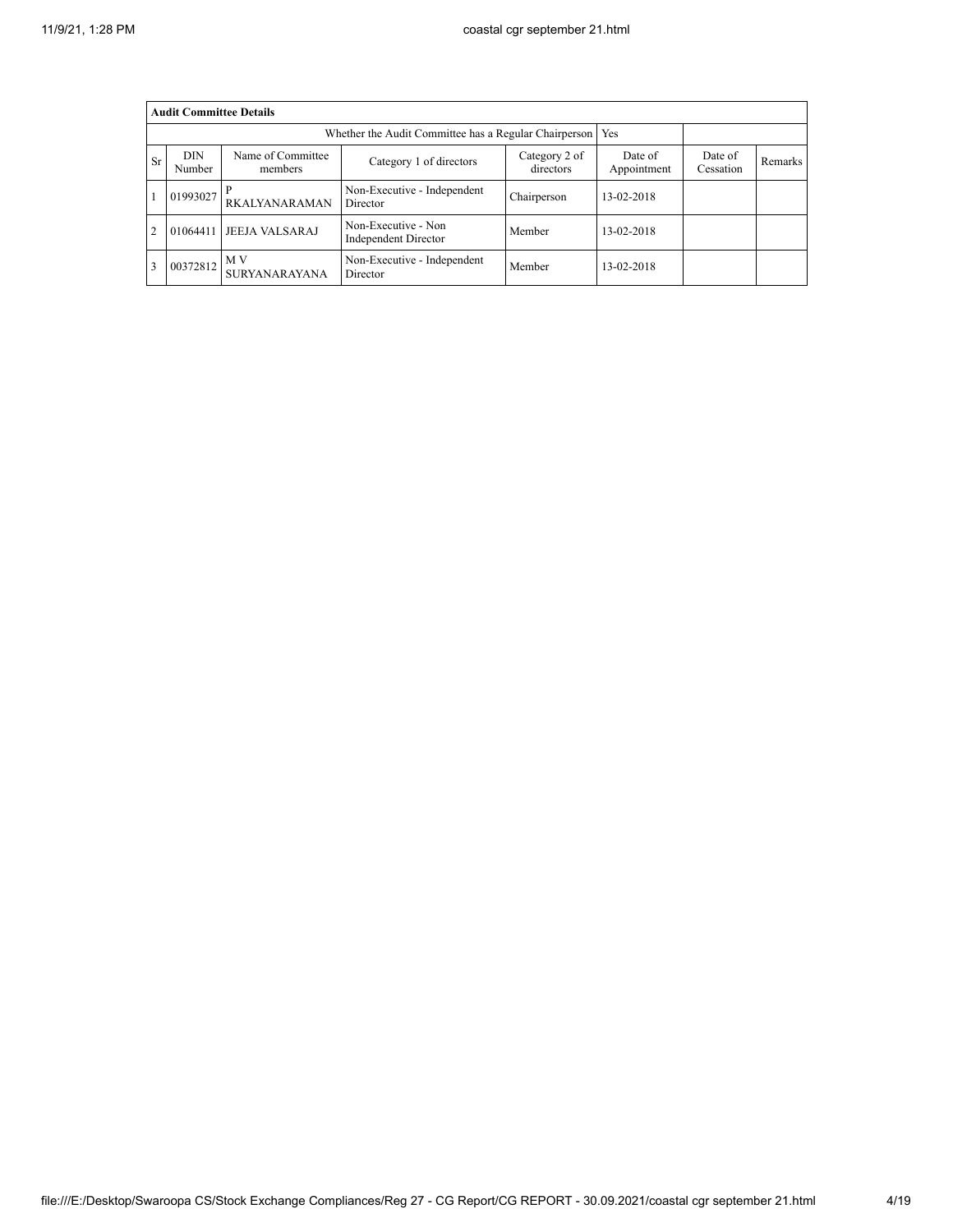| Audit Committee Details | | | | | | | |
|---|---|---|---|---|---|---|---|
| Whether the Audit Committee has a Regular Chairperson | | | | | Yes | | |
| Sr | DIN Number | Name of Committee members | Category 1 of directors | Category 2 of directors | Date of Appointment | Date of Cessation | Remarks |
| 1 | 01993027 | P RKALYANARAMAN | Non-Executive - Independent Director | Chairperson | 13-02-2018 | | |
| 2 | 01064411 | JEEJA VALSARAJ | Non-Executive - Non Independent Director | Member | 13-02-2018 | | |
| 3 | 00372812 | M V SURYANARAYANA | Non-Executive - Independent Director | Member | 13-02-2018 | | |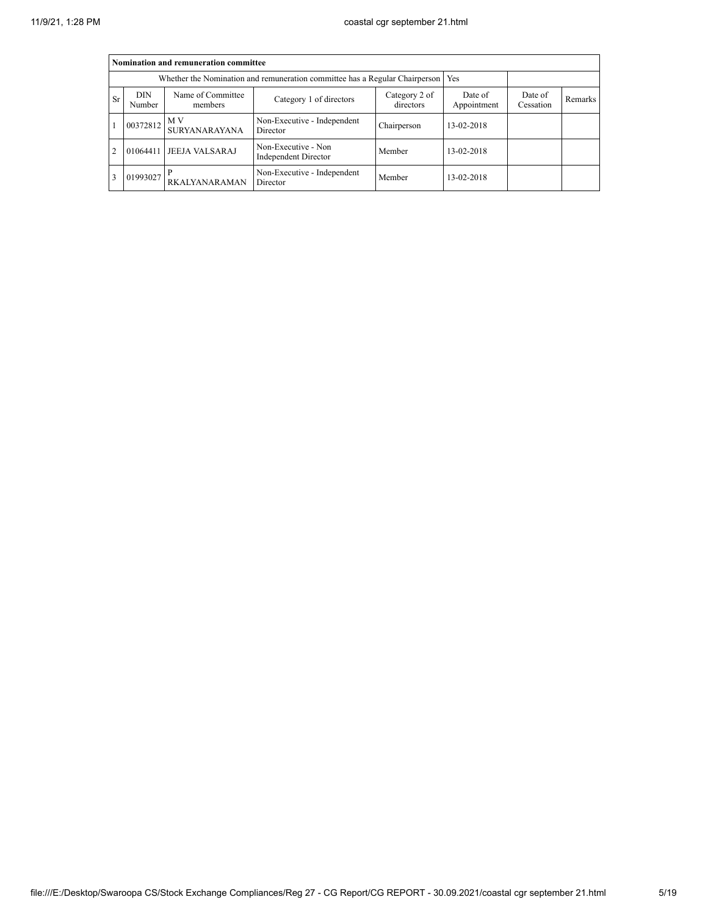| Nomination and remuneration committee | | | | | | | |
|---|---|---|---|---|---|---|---|
| Whether the Nomination and remuneration committee has a Regular Chairperson | | | | | Yes | | |
| Sr | DIN Number | Name of Committee members | Category 1 of directors | Category 2 of directors | Date of Appointment | Date of Cessation | Remarks |
| 1 | 00372812 | M V SURYANARAYANA | Non-Executive - Independent Director | Chairperson | 13-02-2018 | | |
| 2 | 01064411 | JEEJA VALSARAJ | Non-Executive - Non Independent Director | Member | 13-02-2018 | | |
| 3 | 01993027 | P RKALYANARAMAN | Non-Executive - Independent Director | Member | 13-02-2018 | | |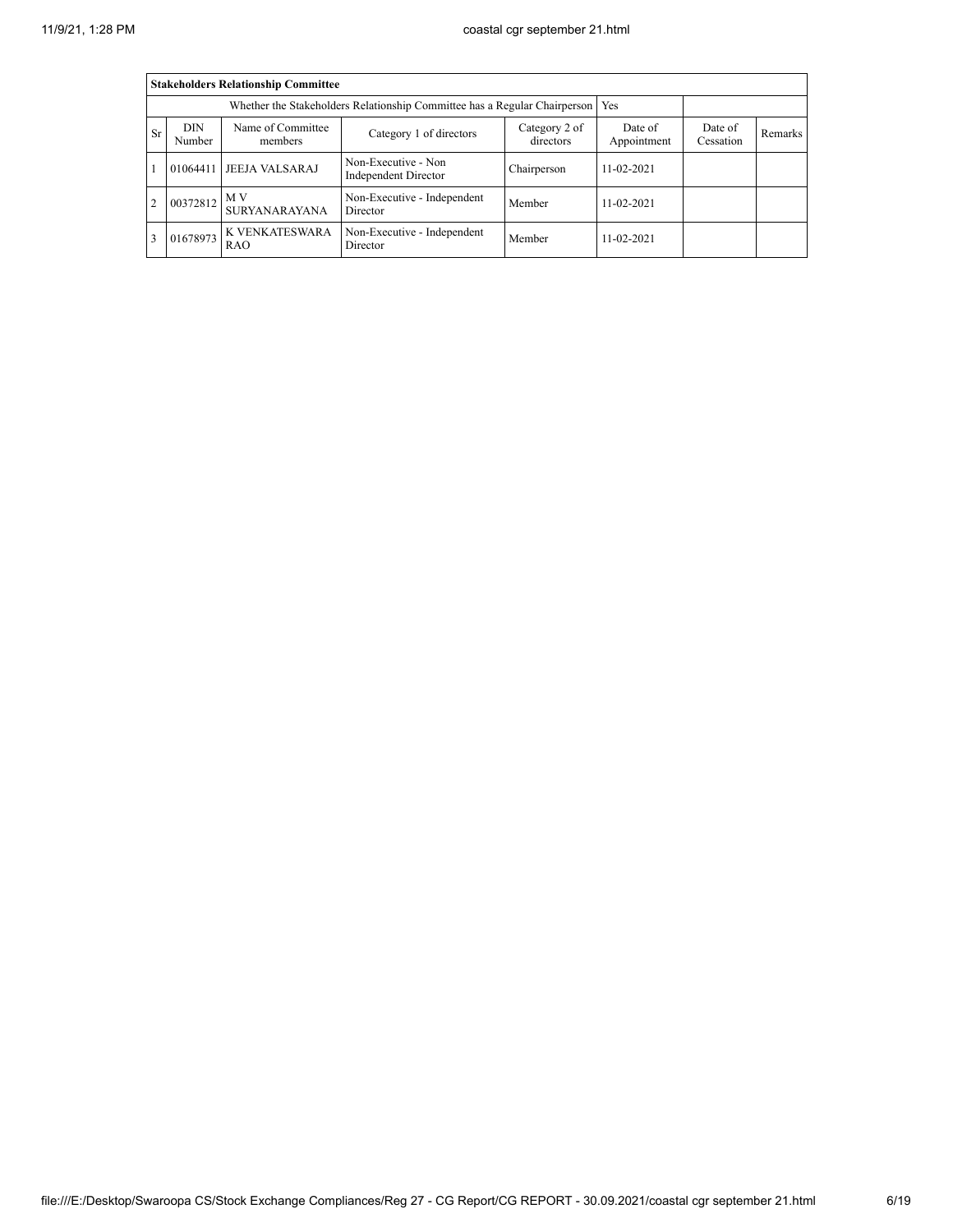| **Stakeholders Relationship Committee** | | | | | | | |
|---|---|---|---|---|---|---|---|
| Whether the Stakeholders Relationship Committee has a Regular Chairperson | | | | | Yes | | |
| Sr | DIN Number | Name of Committee members | Category 1 of directors | Category 2 of directors | Date of Appointment | Date of Cessation | Remarks |
| 1 | 01064411 | JEEJA VALSARAJ | Non-Executive - Non Independent Director | Chairperson | 11-02-2021 | | |
| 2 | 00372812 | M V SURYANARAYANA | Non-Executive - Independent Director | Member | 11-02-2021 | | |
| 3 | 01678973 | K VENKATESWARA RAO | Non-Executive - Independent Director | Member | 11-02-2021 | | |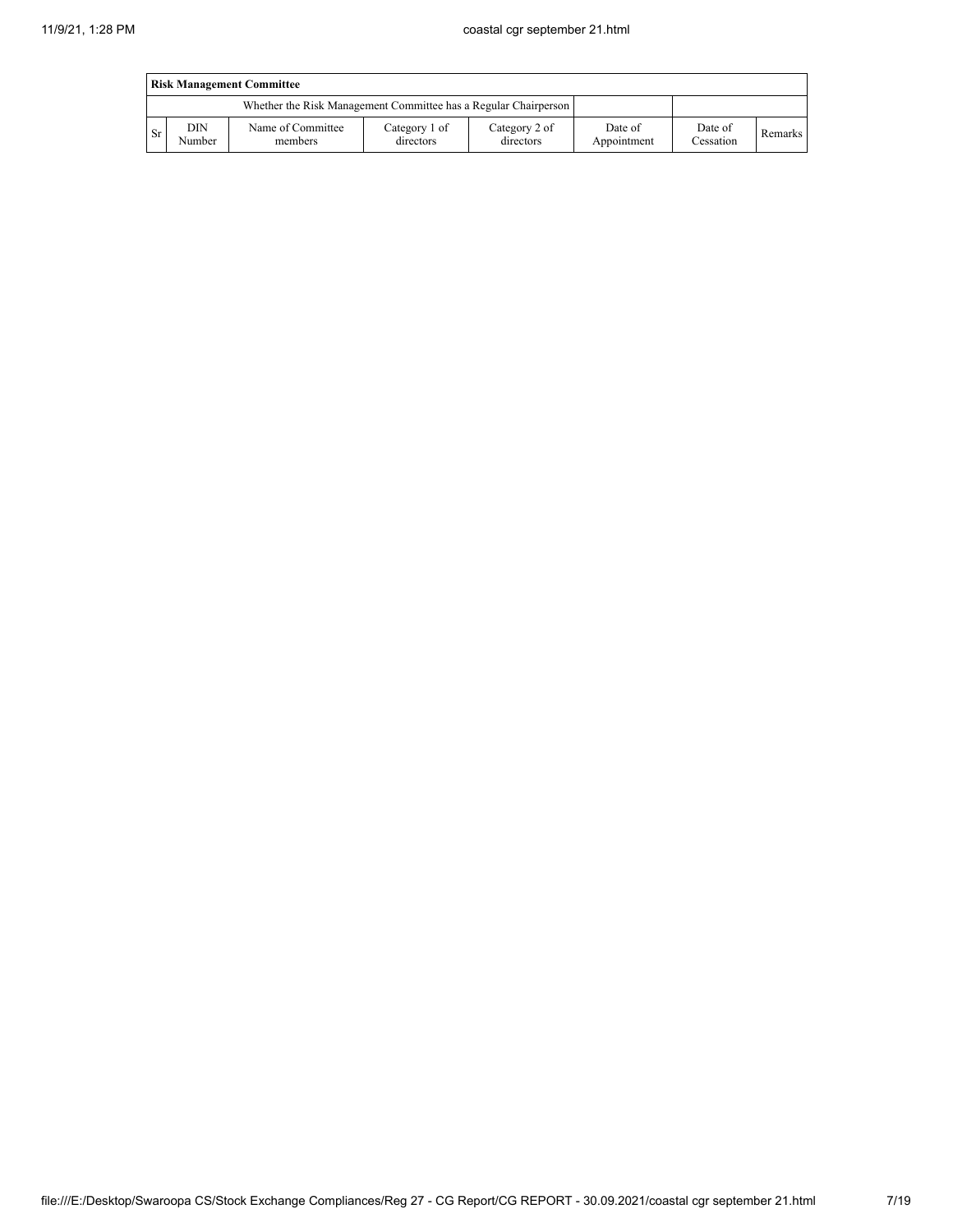| Risk Management Committee | | | | | | | |
|---|---|---|---|---|---|---|---|
| Whether the Risk Management Committee has a Regular Chairperson | | | | | | | |
| Sr | DIN Number | Name of Committee members | Category 1 of directors | Category 2 of directors | Date of Appointment | Date of Cessation | Remarks |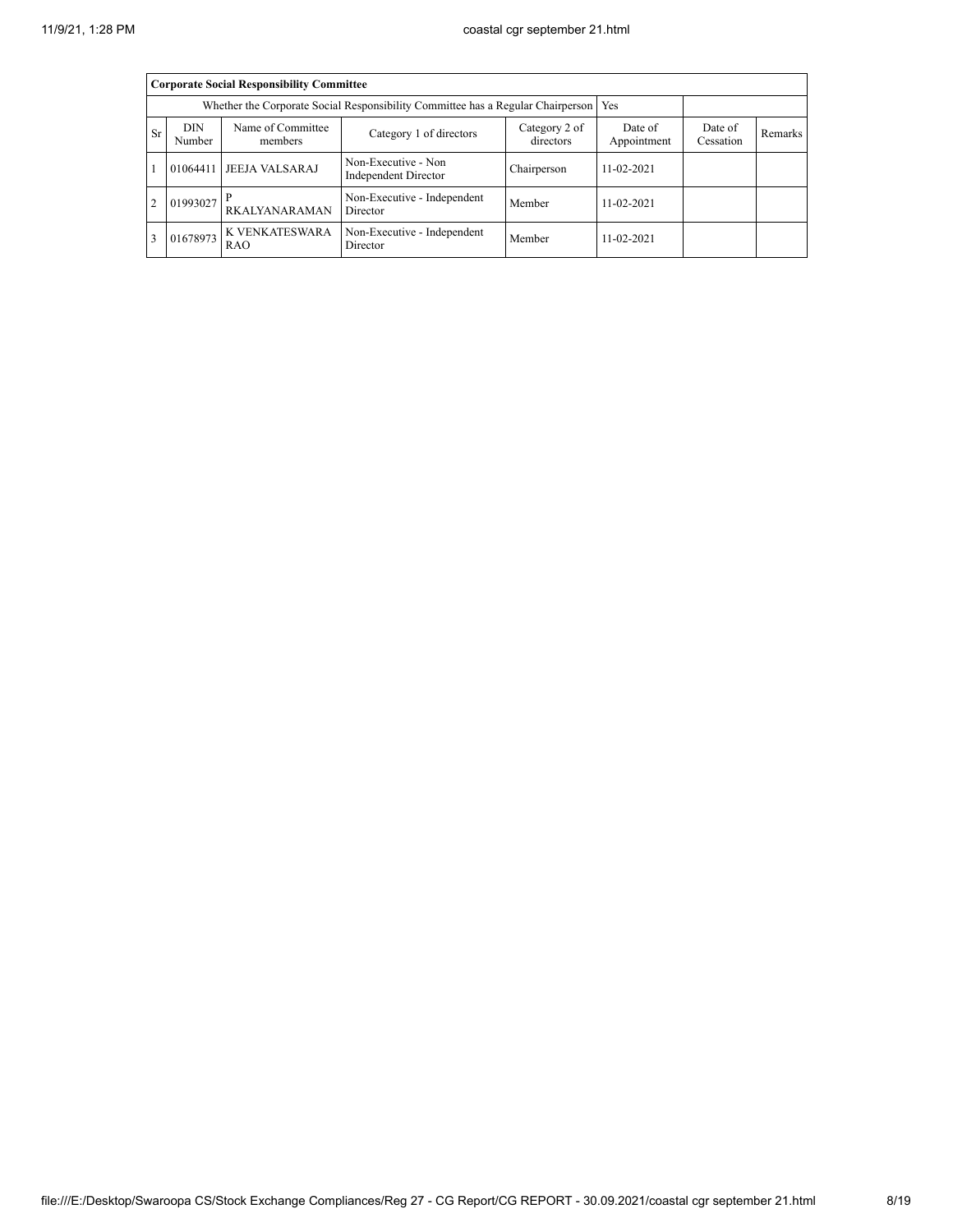| **Corporate Social Responsibility Committee** | | | | | | | |
|---|---|---|---|---|---|---|---|
| Whether the Corporate Social Responsibility Committee has a Regular Chairperson | | | | | Yes | | |
| Sr | DIN Number | Name of Committee members | Category 1 of directors | Category 2 of directors | Date of Appointment | Date of Cessation | Remarks |
| 1 | 01064411 | JEEJA VALSARAJ | Non-Executive - Non Independent Director | Chairperson | 11-02-2021 | | |
| 2 | 01993027 | P RKALYANARAMAN | Non-Executive - Independent Director | Member | 11-02-2021 | | |
| 3 | 01678973 | K VENKATESWARA RAO | Non-Executive - Independent Director | Member | 11-02-2021 | | |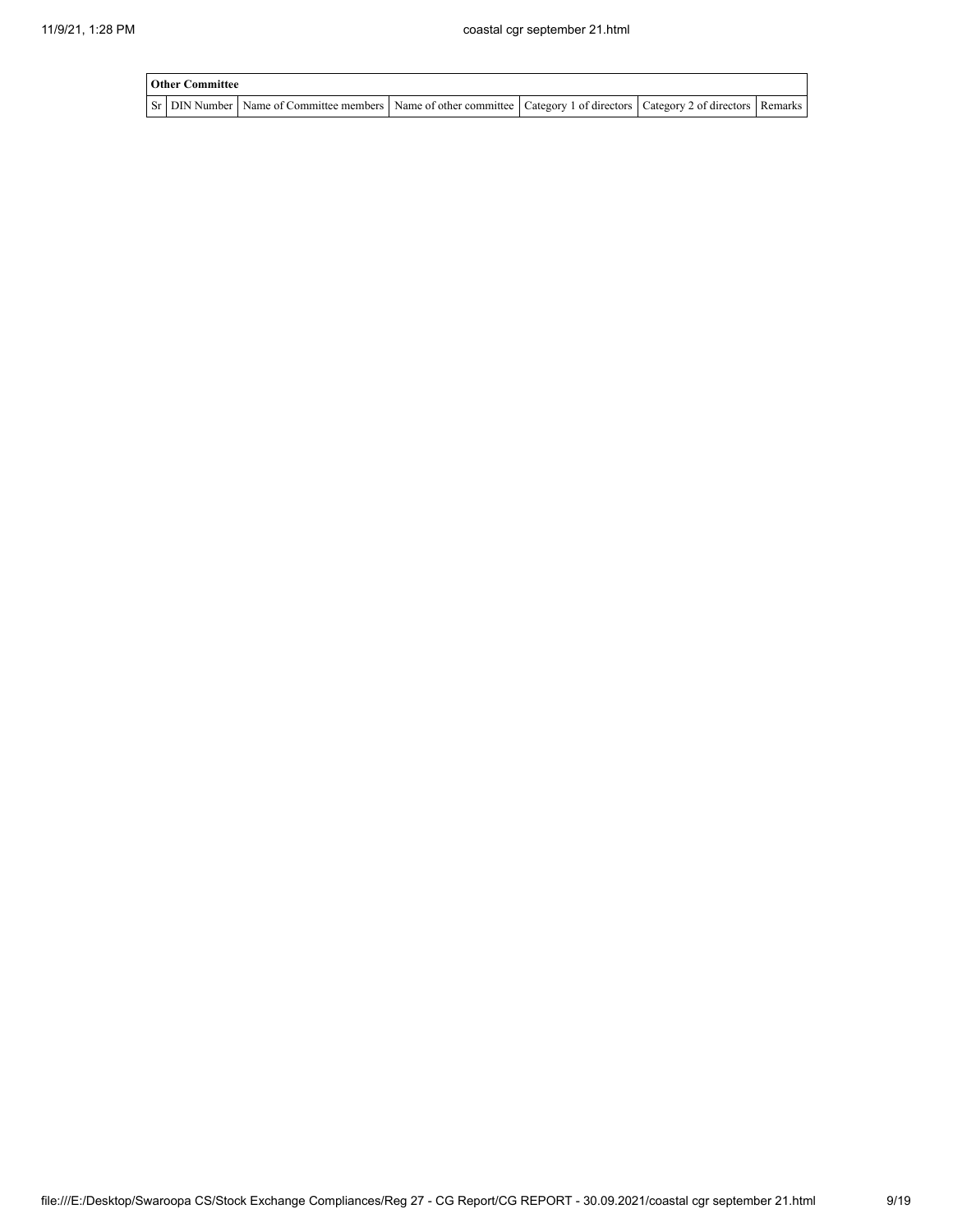**Other Committee**

| Sr | DIN Number | Name of Committee members | Name of other committee | Category 1 of directors | Category 2 of directors | Remarks |
|---|---|---|---|---|---|---|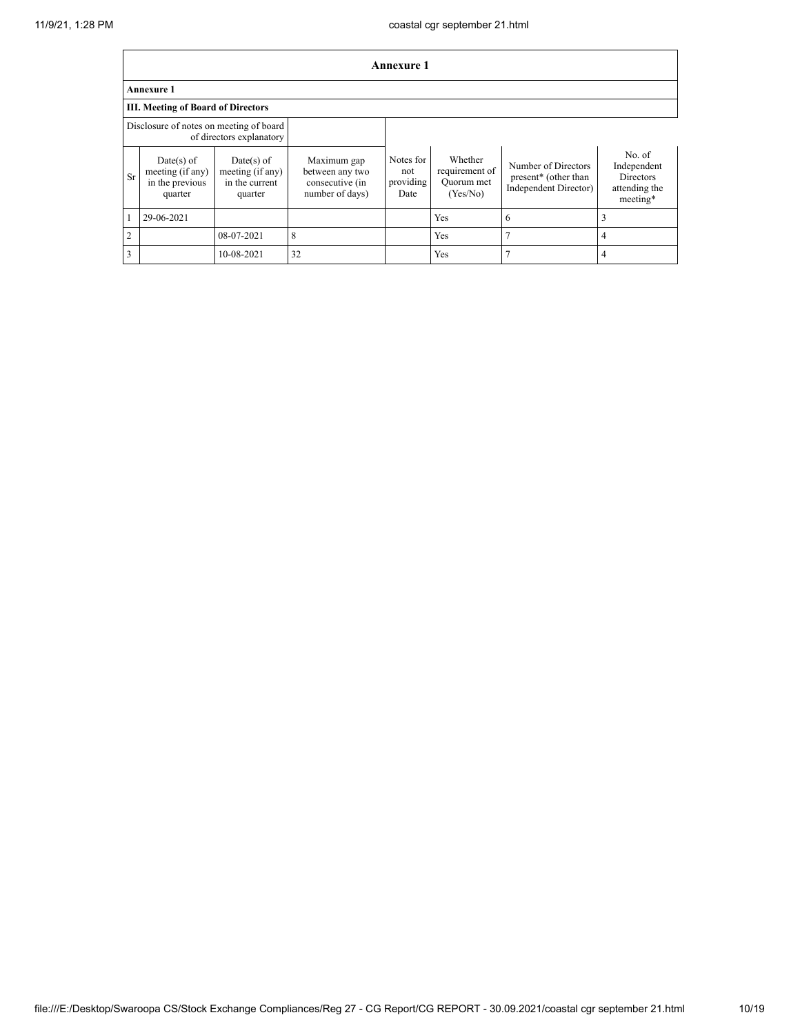## Annexure 1

### Annexure 1

### III. Meeting of Board of Directors

| Disclosure of notes on meeting of board of directors explanatory | | | | | | | |
|---|---|---|---|---|---|---|---|
| Sr | Date(s) of meeting (if any) in the previous quarter | Date(s) of meeting (if any) in the current quarter | Maximum gap between any two consecutive (in number of days) | Notes for not providing Date | Whether requirement of Quorum met (Yes/No) | Number of Directors present* (other than Independent Director) | No. of Independent Directors attending the meeting* |
| 1 | 29-06-2021 | | | | Yes | 6 | 3 |
| 2 | | 08-07-2021 | 8 | | Yes | 7 | 4 |
| 3 | | 10-08-2021 | 32 | | Yes | 7 | 4 |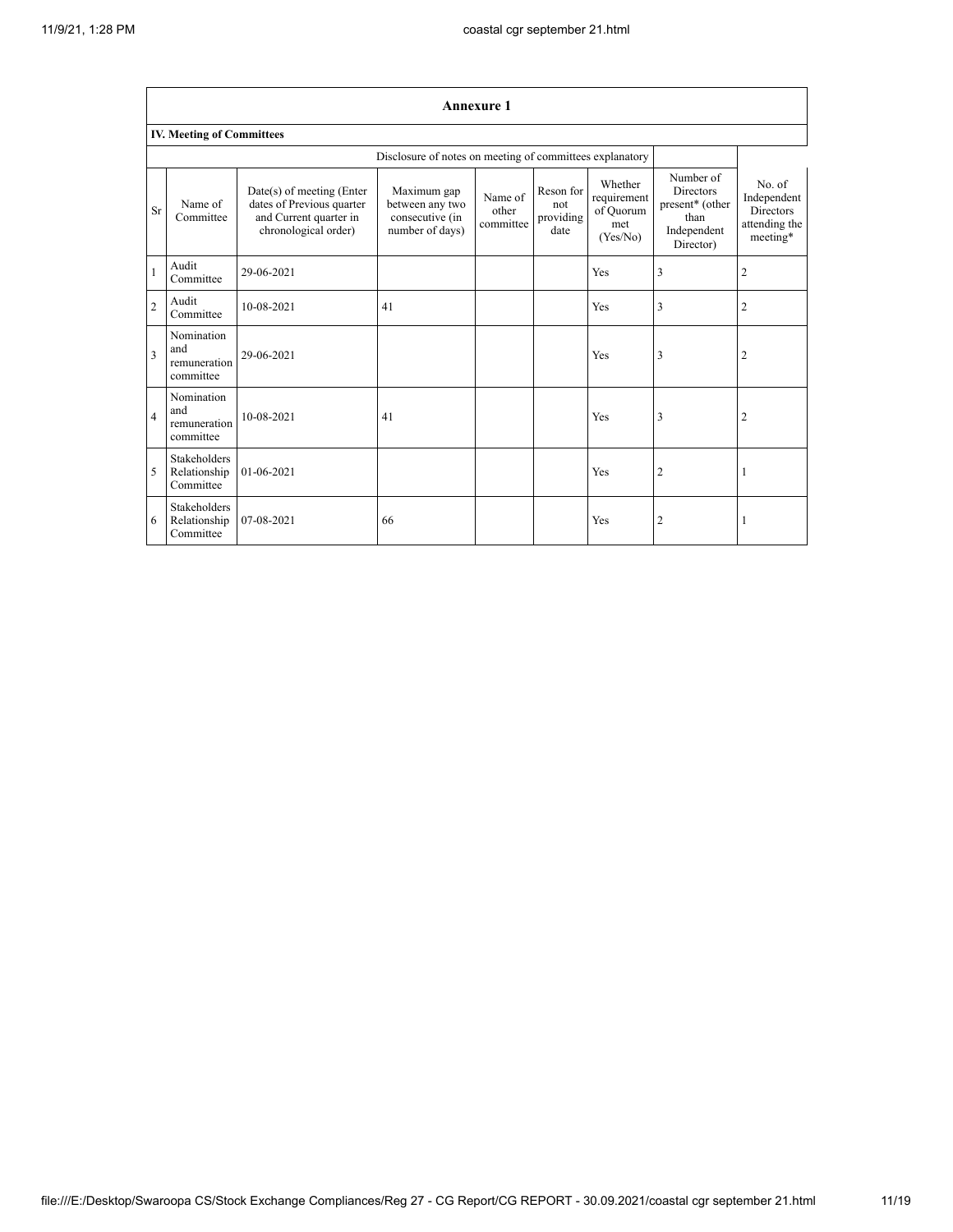## Annexure 1

### IV. Meeting of Committees

Disclosure of notes on meeting of committees explanatory

| Sr | Name of Committee | Date(s) of meeting (Enter dates of Previous quarter and Current quarter in chronological order) | Maximum gap between any two consecutive (in number of days) | Name of other committee | Reson for not providing date | Whether requirement of Quorum met (Yes/No) | Number of Directors present* (other than Independent Director) | No. of Independent Directors attending the meeting* |
|---|---|---|---|---|---|---|---|---|
| 1 | Audit Committee | 29-06-2021 | | | | Yes | 3 | 2 |
| 2 | Audit Committee | 10-08-2021 | 41 | | | Yes | 3 | 2 |
| 3 | Nomination and remuneration committee | 29-06-2021 | | | | Yes | 3 | 2 |
| 4 | Nomination and remuneration committee | 10-08-2021 | 41 | | | Yes | 3 | 2 |
| 5 | Stakeholders Relationship Committee | 01-06-2021 | | | | Yes | 2 | 1 |
| 6 | Stakeholders Relationship Committee | 07-08-2021 | 66 | | | Yes | 2 | 1 |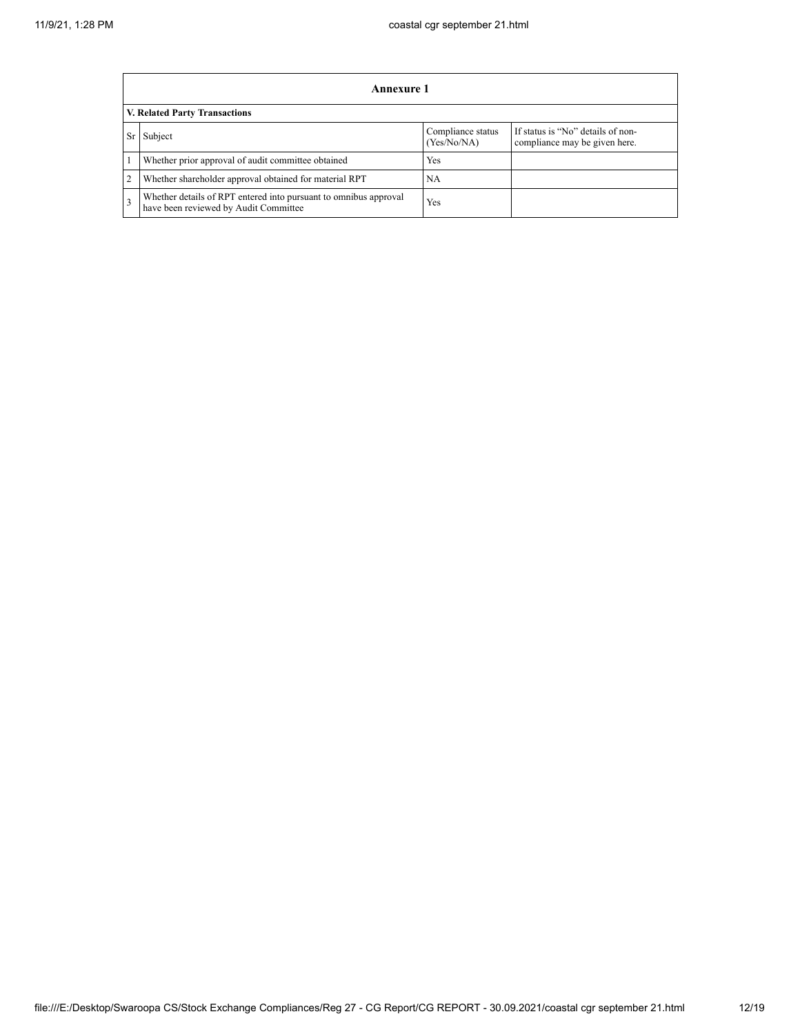## Annexure 1

### V. Related Party Transactions

| Sr | Subject | Compliance status (Yes/No/NA) | If status is "No" details of non-compliance may be given here. |
|---|---|---|---|
| 1 | Whether prior approval of audit committee obtained | Yes | |
| 2 | Whether shareholder approval obtained for material RPT | NA | |
| 3 | Whether details of RPT entered into pursuant to omnibus approval have been reviewed by Audit Committee | Yes | |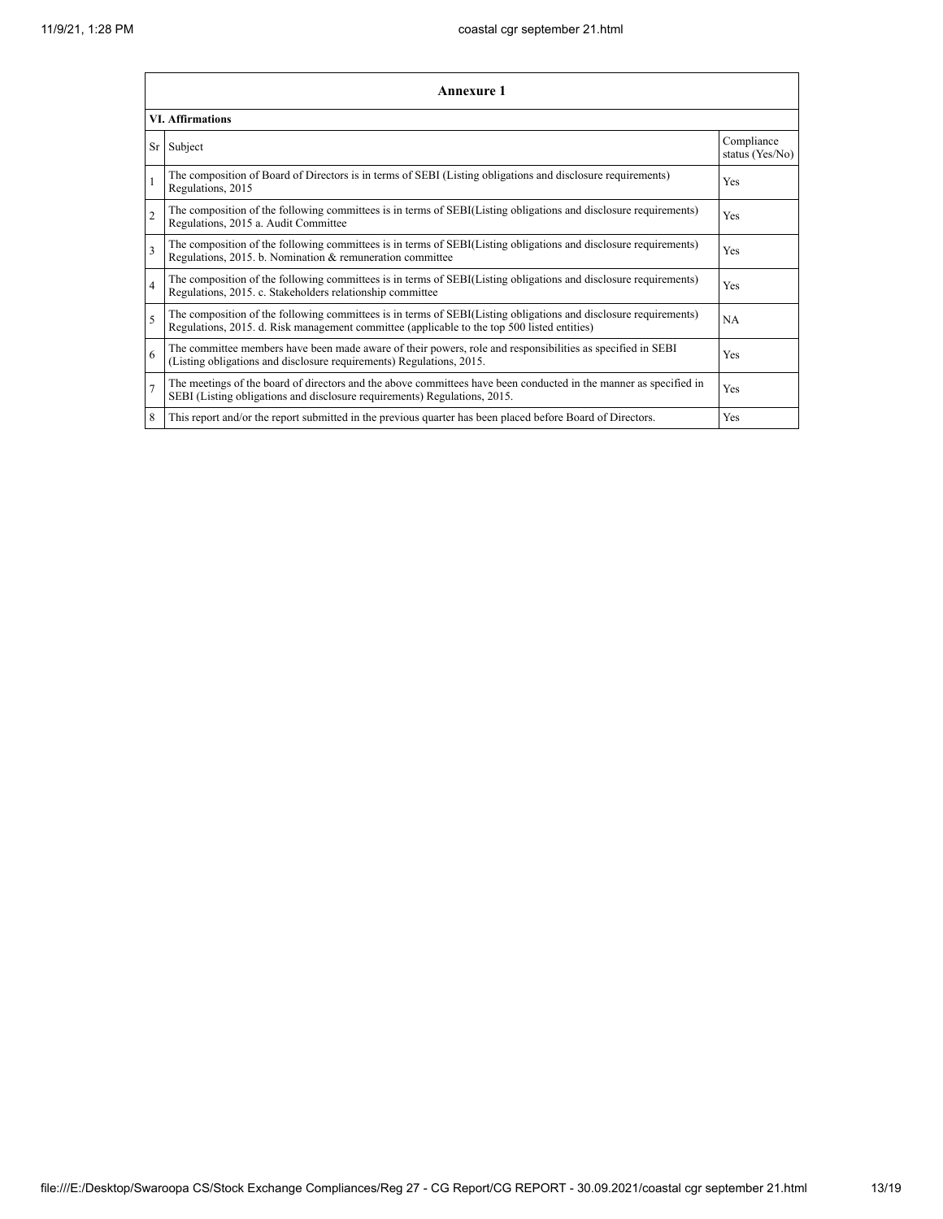## Annexure 1

### VI. Affirmations

| Sr | Subject | Compliance status (Yes/No) |
|---|---|---|
| 1 | The composition of Board of Directors is in terms of SEBI (Listing obligations and disclosure requirements) Regulations, 2015 | Yes |
| 2 | The composition of the following committees is in terms of SEBI(Listing obligations and disclosure requirements) Regulations, 2015 a. Audit Committee | Yes |
| 3 | The composition of the following committees is in terms of SEBI(Listing obligations and disclosure requirements) Regulations, 2015. b. Nomination & remuneration committee | Yes |
| 4 | The composition of the following committees is in terms of SEBI(Listing obligations and disclosure requirements) Regulations, 2015. c. Stakeholders relationship committee | Yes |
| 5 | The composition of the following committees is in terms of SEBI(Listing obligations and disclosure requirements) Regulations, 2015. d. Risk management committee (applicable to the top 500 listed entities) | NA |
| 6 | The committee members have been made aware of their powers, role and responsibilities as specified in SEBI (Listing obligations and disclosure requirements) Regulations, 2015. | Yes |
| 7 | The meetings of the board of directors and the above committees have been conducted in the manner as specified in SEBI (Listing obligations and disclosure requirements) Regulations, 2015. | Yes |
| 8 | This report and/or the report submitted in the previous quarter has been placed before Board of Directors. | Yes |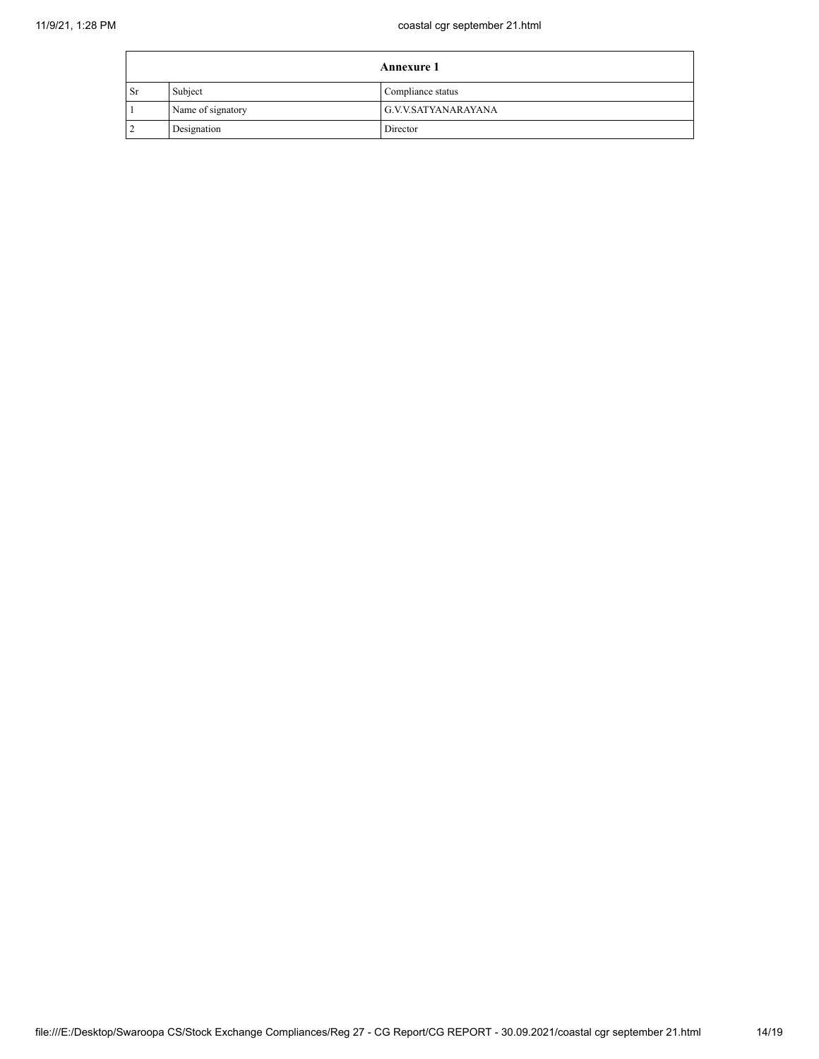| Annexure 1 | | |
|---|---|---|
| Sr | Subject | Compliance status |
| 1 | Name of signatory | G.V.V.SATYANARAYANA |
| 2 | Designation | Director |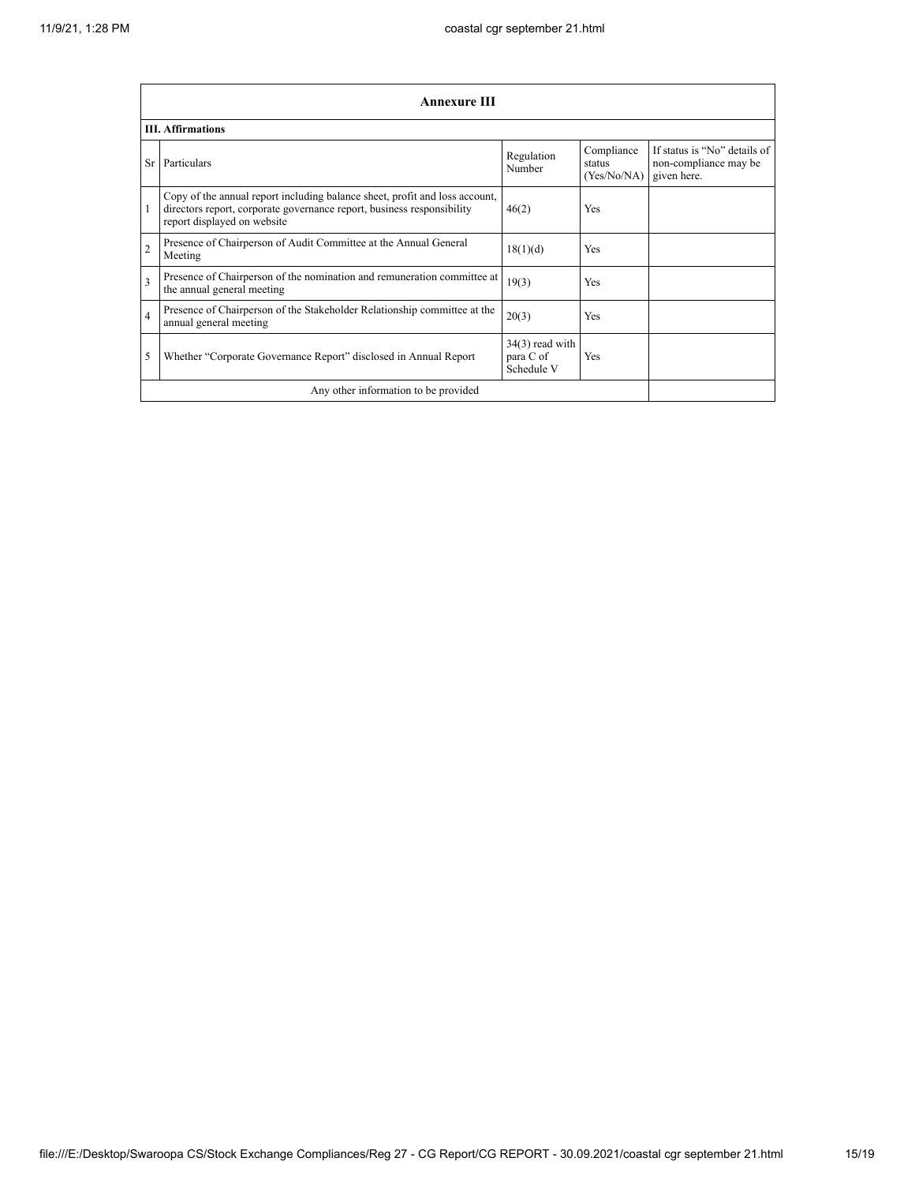## Annexure III

### III. Affirmations

| Sr | Particulars | Regulation Number | Compliance status (Yes/No/NA) | If status is “No” details of non-compliance may be given here. |
|---|---|---|---|---|
| 1 | Copy of the annual report including balance sheet, profit and loss account, directors report, corporate governance report, business responsibility report displayed on website | 46(2) | Yes | |
| 2 | Presence of Chairperson of Audit Committee at the Annual General Meeting | 18(1)(d) | Yes | |
| 3 | Presence of Chairperson of the nomination and remuneration committee at the annual general meeting | 19(3) | Yes | |
| 4 | Presence of Chairperson of the Stakeholder Relationship committee at the annual general meeting | 20(3) | Yes | |
| 5 | Whether “Corporate Governance Report” disclosed in Annual Report | 34(3) read with para C of Schedule V | Yes | |
| | Any other information to be provided | | | |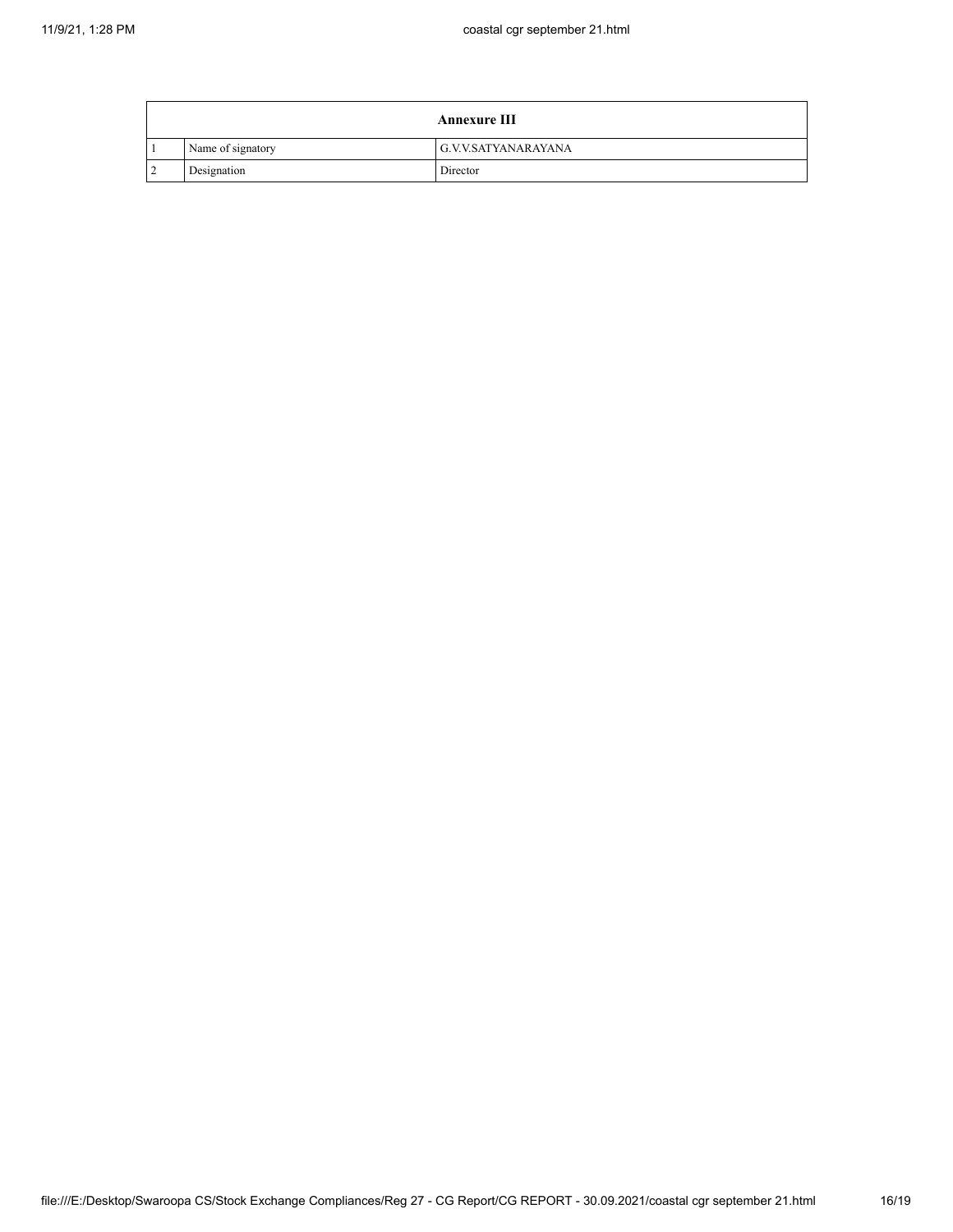| Annexure III | | |
|---|---|---|
| 1 | Name of signatory | G.V.V.SATYANARAYANA |
| 2 | Designation | Director |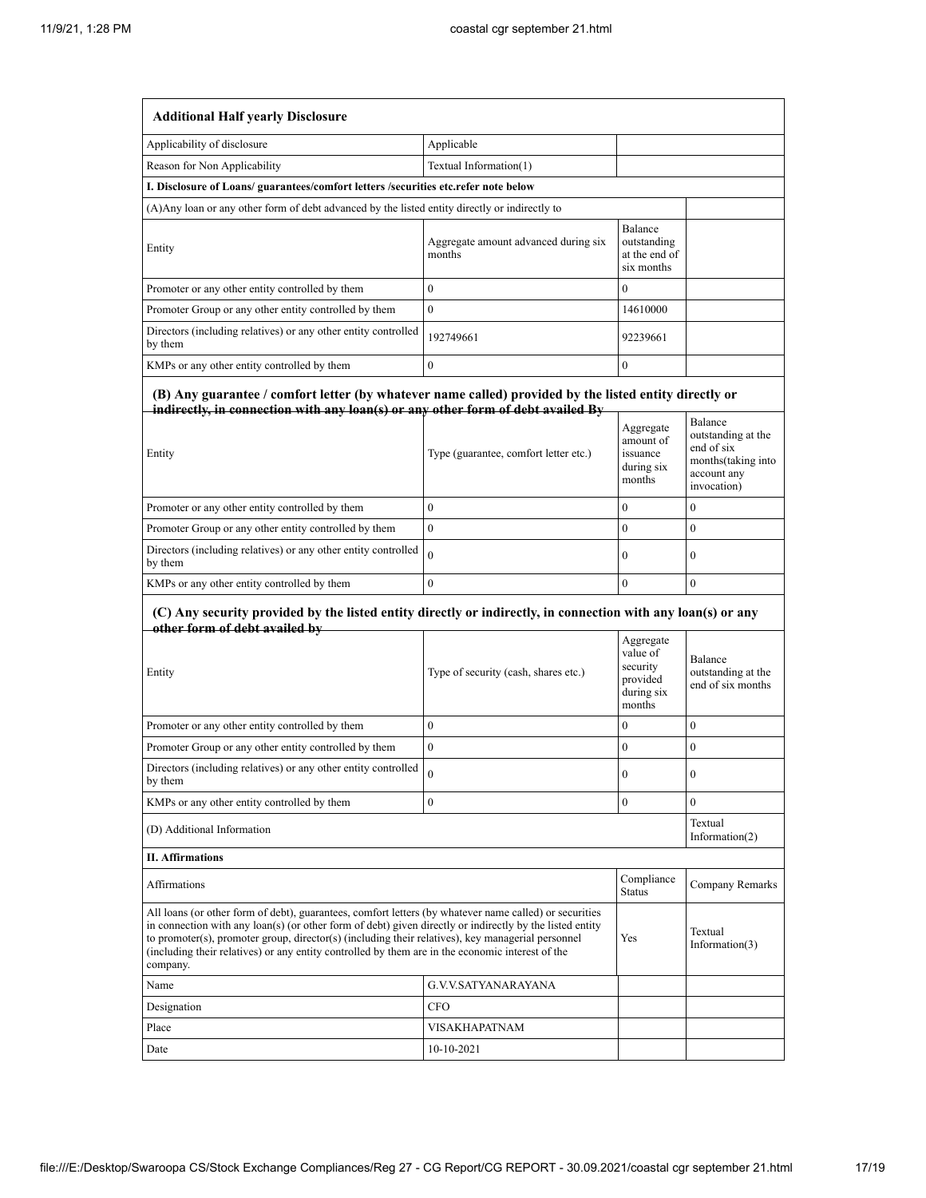| Additional Half yearly Disclosure | | | |
|---|---|---|---|
| Applicability of disclosure | Applicable | | |
| Reason for Non Applicability | Textual Information(1) | | |
| **I. Disclosure of Loans/ guarantees/comfort letters /securities etc.refer note below** | | | |
| (A)Any loan or any other form of debt advanced by the listed entity directly or indirectly to | | | |
| Entity | Aggregate amount advanced during six months | Balance outstanding at the end of six months | |
| Promoter or any other entity controlled by them | 0 | 0 | |
| Promoter Group or any other entity controlled by them | 0 | 14610000 | |
| Directors (including relatives) or any other entity controlled by them | 192749661 | 92239661 | |
| KMPs or any other entity controlled by them | 0 | 0 | |
| **(B) Any guarantee / comfort letter (by whatever name called) provided by the listed entity directly or indirectly, in connection with any loan(s) or any other form of debt availed By** | | | |
| Entity | Type (guarantee, comfort letter etc.) | Aggregate amount of issuance during six months | Balance outstanding at the end of six months(taking into account any invocation) |
| Promoter or any other entity controlled by them | 0 | 0 | 0 |
| Promoter Group or any other entity controlled by them | 0 | 0 | 0 |
| Directors (including relatives) or any other entity controlled by them | 0 | 0 | 0 |
| KMPs or any other entity controlled by them | 0 | 0 | 0 |
| **(C) Any security provided by the listed entity directly or indirectly, in connection with any loan(s) or any other form of debt availed by** | | | |
| Entity | Type of security (cash, shares etc.) | Aggregate value of security provided during six months | Balance outstanding at the end of six months |
| Promoter or any other entity controlled by them | 0 | 0 | 0 |
| Promoter Group or any other entity controlled by them | 0 | 0 | 0 |
| Directors (including relatives) or any other entity controlled by them | 0 | 0 | 0 |
| KMPs or any other entity controlled by them | 0 | 0 | 0 |
| (D) Additional Information | | | Textual Information(2) |
| **II. Affirmations** | | | |
| Affirmations | | Compliance Status | Company Remarks |
| All loans (or other form of debt), guarantees, comfort letters (by whatever name called) or securities in connection with any loan(s) (or other form of debt) given directly or indirectly by the listed entity to promoter(s), promoter group, director(s) (including their relatives), key managerial personnel (including their relatives) or any entity controlled by them are in the economic interest of the company. | | Yes | Textual Information(3) |
| Name | G.V.V.SATYANARAYANA | | |
| Designation | CFO | | |
| Place | VISAKHAPATNAM | | |
| Date | 10-10-2021 | | |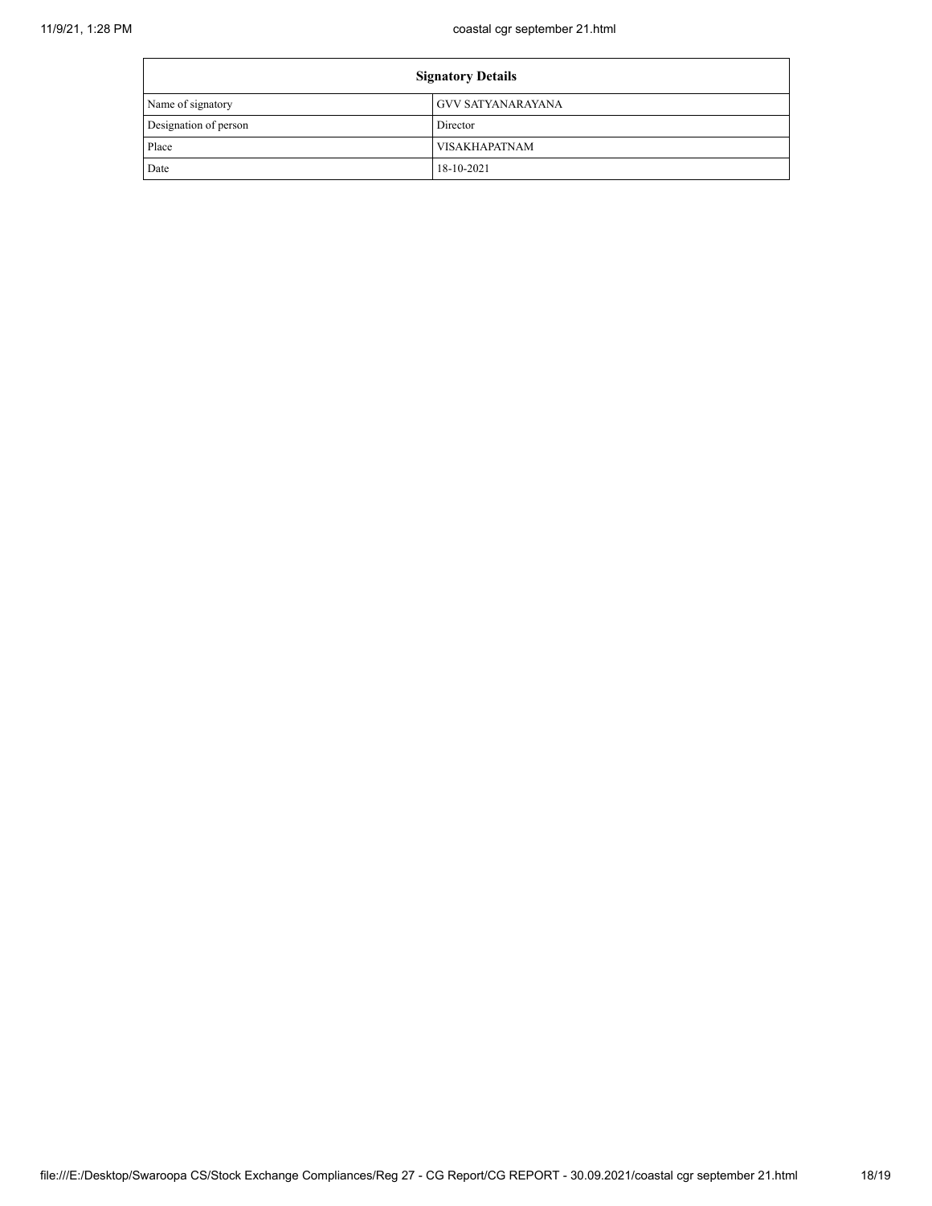| Signatory Details | |
|---|---|
| Name of signatory | GVV SATYANARAYANA |
| Designation of person | Director |
| Place | VISAKHAPATNAM |
| Date | 18-10-2021 |